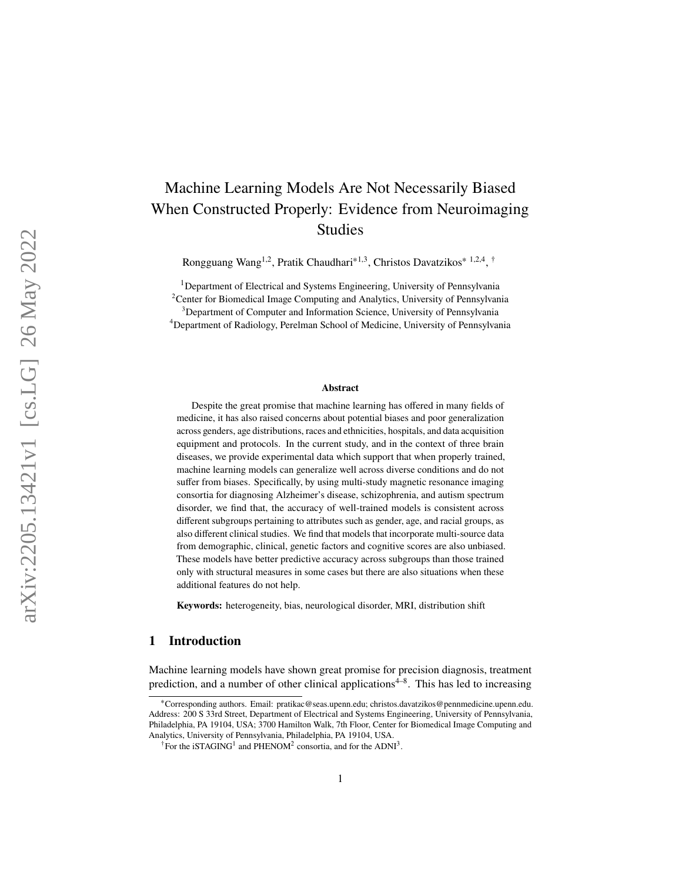# Machine Learning Models Are Not Necessarily Biased When Constructed Properly: Evidence from Neuroimaging Studies

Rongguang Wang[1,2], Pratik Chaudhari*[1,3], Christos Davatzikos* [1,2,4], †

[1]Department of Electrical and Systems Engineering, University of Pennsylvania
[2]Center for Biomedical Image Computing and Analytics, University of Pennsylvania
[3]Department of Computer and Information Science, University of Pennsylvania
[4]Department of Radiology, Perelman School of Medicine, University of Pennsylvania

## Abstract

Despite the great promise that machine learning has offered in many fields of medicine, it has also raised concerns about potential biases and poor generalization across genders, age distributions, races and ethnicities, hospitals, and data acquisition equipment and protocols. In the current study, and in the context of three brain diseases, we provide experimental data which support that when properly trained, machine learning models can generalize well across diverse conditions and do not suffer from biases. Specifically, by using multi-study magnetic resonance imaging consortia for diagnosing Alzheimer's disease, schizophrenia, and autism spectrum disorder, we find that, the accuracy of well-trained models is consistent across different subgroups pertaining to attributes such as gender, age, and racial groups, as also different clinical studies. We find that models that incorporate multi-source data from demographic, clinical, genetic factors and cognitive scores are also unbiased. These models have better predictive accuracy across subgroups than those trained only with structural measures in some cases but there are also situations when these additional features do not help.

**Keywords:** heterogeneity, bias, neurological disorder, MRI, distribution shift

## 1 Introduction

Machine learning models have shown great promise for precision diagnosis, treatment prediction, and a number of other clinical applications[4–8]. This has led to increasing

*Corresponding authors. Email: pratikac@seas.upenn.edu; christos.davatzikos@pennmedicine.upenn.edu. Address: 200 S 33rd Street, Department of Electrical and Systems Engineering, University of Pennsylvania, Philadelphia, PA 19104, USA; 3700 Hamilton Walk, 7th Floor, Center for Biomedical Image Computing and Analytics, University of Pennsylvania, Philadelphia, PA 19104, USA.

†For the iSTAGING[1] and PHENOM[2] consortia, and for the ADNI[3].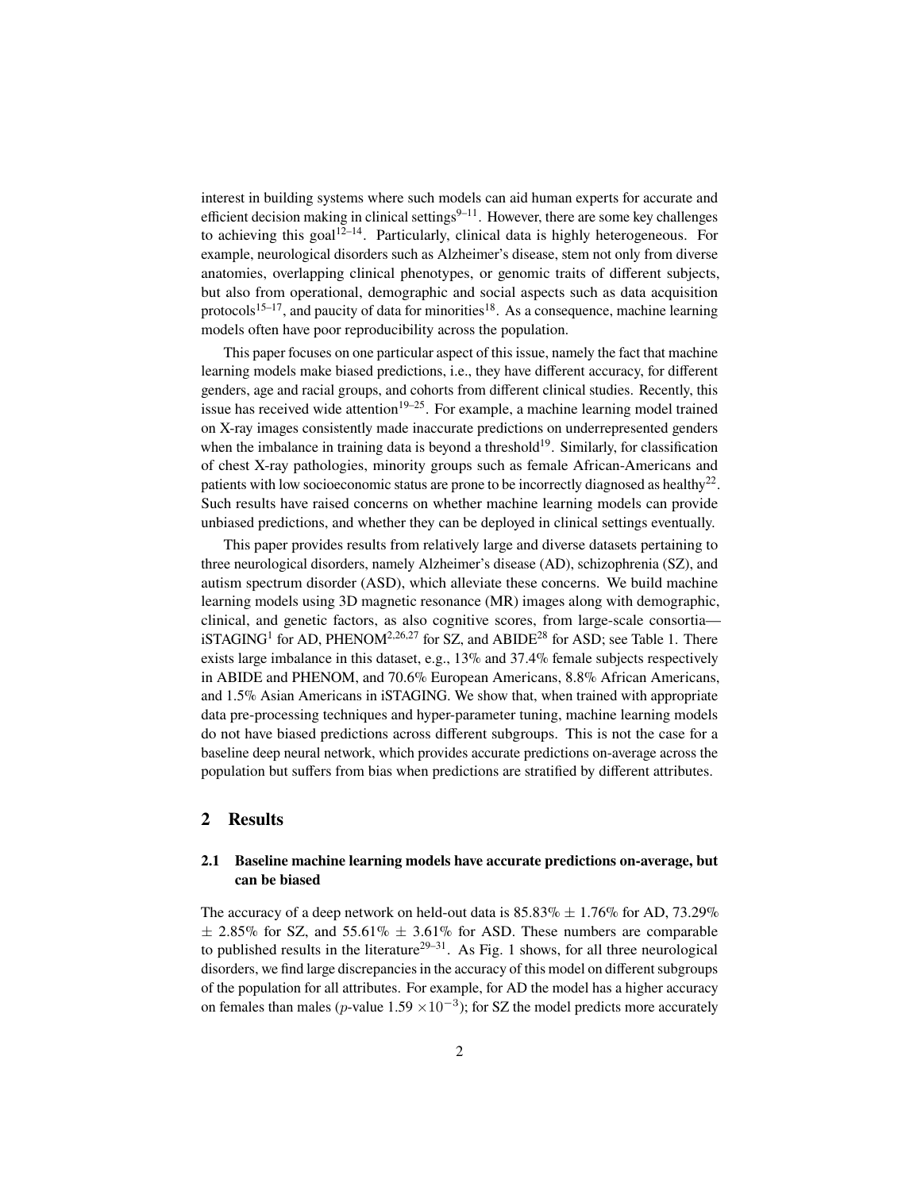interest in building systems where such models can aid human experts for accurate and efficient decision making in clinical settings[9–11]. However, there are some key challenges to achieving this goal[12–14]. Particularly, clinical data is highly heterogeneous. For example, neurological disorders such as Alzheimer's disease, stem not only from diverse anatomies, overlapping clinical phenotypes, or genomic traits of different subjects, but also from operational, demographic and social aspects such as data acquisition protocols[15–17], and paucity of data for minorities[18]. As a consequence, machine learning models often have poor reproducibility across the population.

This paper focuses on one particular aspect of this issue, namely the fact that machine learning models make biased predictions, i.e., they have different accuracy, for different genders, age and racial groups, and cohorts from different clinical studies. Recently, this issue has received wide attention[19–25]. For example, a machine learning model trained on X-ray images consistently made inaccurate predictions on underrepresented genders when the imbalance in training data is beyond a threshold[19]. Similarly, for classification of chest X-ray pathologies, minority groups such as female African-Americans and patients with low socioeconomic status are prone to be incorrectly diagnosed as healthy[22]. Such results have raised concerns on whether machine learning models can provide unbiased predictions, and whether they can be deployed in clinical settings eventually.

This paper provides results from relatively large and diverse datasets pertaining to three neurological disorders, namely Alzheimer's disease (AD), schizophrenia (SZ), and autism spectrum disorder (ASD), which alleviate these concerns. We build machine learning models using 3D magnetic resonance (MR) images along with demographic, clinical, and genetic factors, as also cognitive scores, from large-scale consortia—iSTAGING[1] for AD, PHENOM[2,26,27] for SZ, and ABIDE[28] for ASD; see Table 1. There exists large imbalance in this dataset, e.g., 13% and 37.4% female subjects respectively in ABIDE and PHENOM, and 70.6% European Americans, 8.8% African Americans, and 1.5% Asian Americans in iSTAGING. We show that, when trained with appropriate data pre-processing techniques and hyper-parameter tuning, machine learning models do not have biased predictions across different subgroups. This is not the case for a baseline deep neural network, which provides accurate predictions on-average across the population but suffers from bias when predictions are stratified by different attributes.

## 2 Results

### 2.1 Baseline machine learning models have accurate predictions on-average, but can be biased

The accuracy of a deep network on held-out data is 85.83% $\pm$ 1.76% for AD, 73.29% $\pm$ 2.85% for SZ, and 55.61% $\pm$ 3.61% for ASD. These numbers are comparable to published results in the literature[29–31]. As Fig. 1 shows, for all three neurological disorders, we find large discrepancies in the accuracy of this model on different subgroups of the population for all attributes. For example, for AD the model has a higher accuracy on females than males ($p$-value $1.59 \times 10^{-3}$); for SZ the model predicts more accurately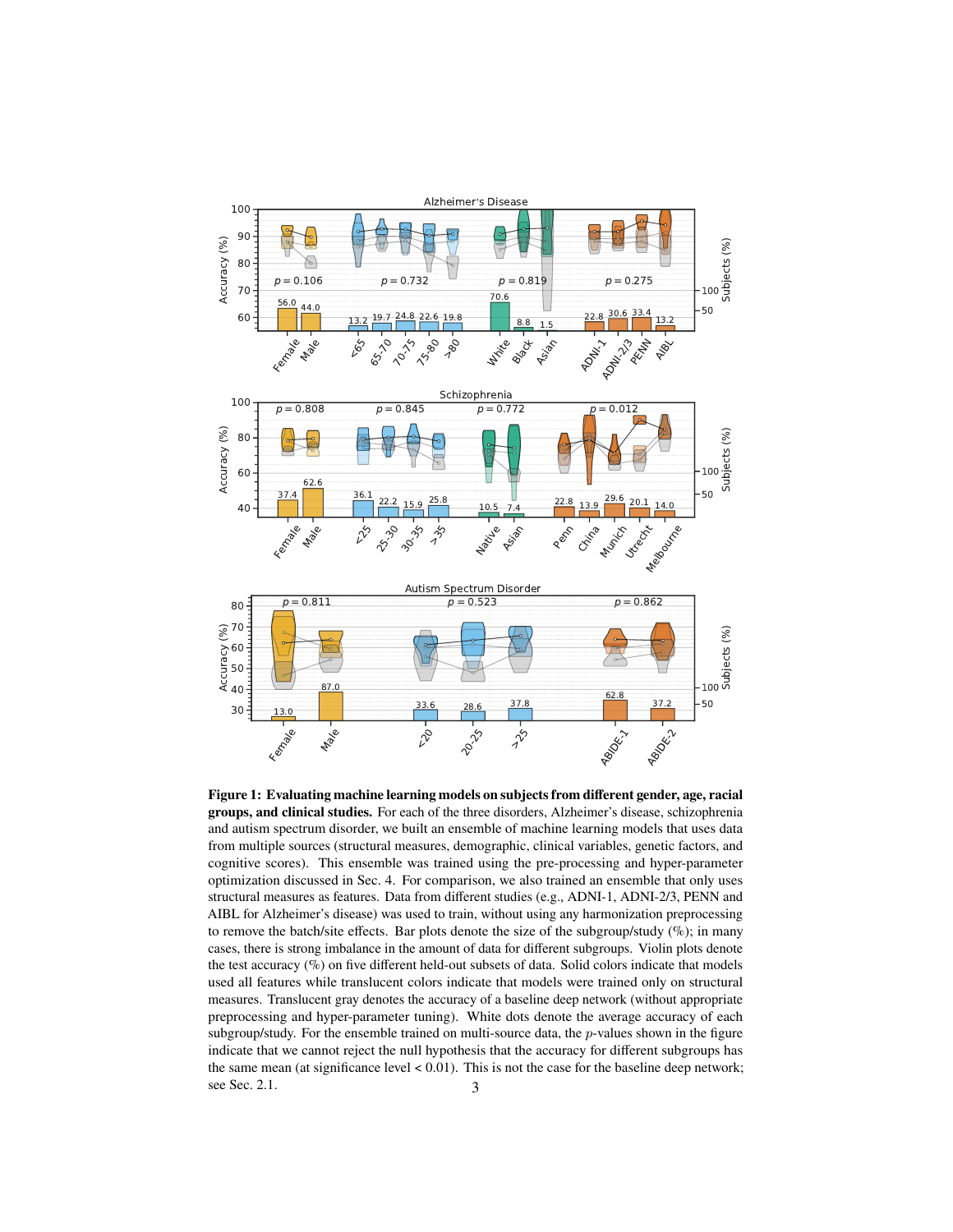Alzheimer's Disease

Accuracy (%)

Subjects (%)

$p = 0.106$ $p = 0.732$ $p = 0.819$ $p = 0.275$

56.0 44.0 13.2 19.7 24.8 22.6 19.8 70.6 8.8 1.5 22.8 30.6 33.4 13.2

Female Male <65 65-70 70-75 75-80 >80 White Black Asian ADNI-1 ADNI-2/3 PENN AIBL

Schizophrenia

$p = 0.808$ $p = 0.845$ $p = 0.772$ $p = 0.012$

37.4 62.6 36.1 22.2 15.9 25.8 10.5 7.4 22.8 13.9 29.6 20.1 14.0

Female Male <25 25-30 30-35 >35 Native Asian Penn China Munich Utrecht Melbourne

Autism Spectrum Disorder

$p = 0.811$ $p = 0.523$ $p = 0.862$

13.0 87.0 33.6 28.6 37.8 62.8 37.2

Female Male <20 20-25 >25 ABIDE-1 ABIDE-2

**Figure 1: Evaluating machine learning models on subjects from different gender, age, racial groups, and clinical studies.** For each of the three disorders, Alzheimer's disease, schizophrenia and autism spectrum disorder, we built an ensemble of machine learning models that uses data from multiple sources (structural measures, demographic, clinical variables, genetic factors, and cognitive scores). This ensemble was trained using the pre-processing and hyper-parameter optimization discussed in Sec. 4. For comparison, we also trained an ensemble that only uses structural measures as features. Data from different studies (e.g., ADNI-1, ADNI-2/3, PENN and AIBL for Alzheimer's disease) was used to train, without using any harmonization preprocessing to remove the batch/site effects. Bar plots denote the size of the subgroup/study (%); in many cases, there is strong imbalance in the amount of data for different subgroups. Violin plots denote the test accuracy (%) on five different held-out subsets of data. Solid colors indicate that models used all features while translucent colors indicate that models were trained only on structural measures. Translucent gray denotes the accuracy of a baseline deep network (without appropriate preprocessing and hyper-parameter tuning). White dots denote the average accuracy of each subgroup/study. For the ensemble trained on multi-source data, the $p$-values shown in the figure indicate that we cannot reject the null hypothesis that the accuracy for different subgroups has the same mean (at significance level < 0.01). This is not the case for the baseline deep network; see Sec. 2.1.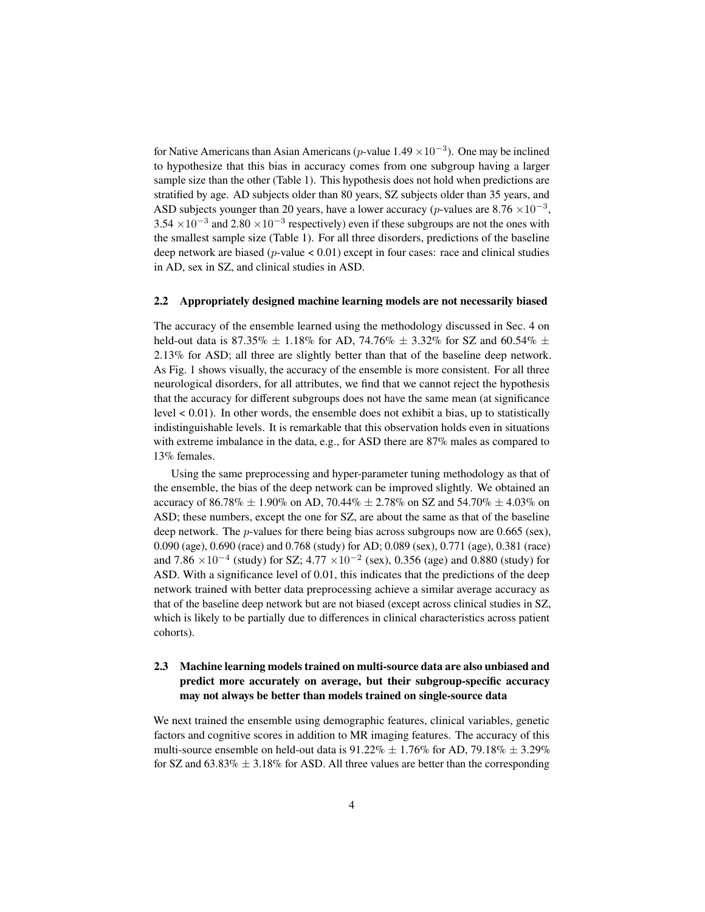for Native Americans than Asian Americans ($p$-value 1.49 $\times 10^{-3}$). One may be inclined to hypothesize that this bias in accuracy comes from one subgroup having a larger sample size than the other (Table 1). This hypothesis does not hold when predictions are stratified by age. AD subjects older than 80 years, SZ subjects older than 35 years, and ASD subjects younger than 20 years, have a lower accuracy ($p$-values are 8.76 $\times 10^{-3}$, 3.54 $\times 10^{-3}$ and 2.80 $\times 10^{-3}$ respectively) even if these subgroups are not the ones with the smallest sample size (Table 1). For all three disorders, predictions of the baseline deep network are biased ($p$-value < 0.01) except in four cases: race and clinical studies in AD, sex in SZ, and clinical studies in ASD.

### 2.2 Appropriately designed machine learning models are not necessarily biased

The accuracy of the ensemble learned using the methodology discussed in Sec. 4 on held-out data is 87.35% $\pm$ 1.18% for AD, 74.76% $\pm$ 3.32% for SZ and 60.54% $\pm$ 2.13% for ASD; all three are slightly better than that of the baseline deep network. As Fig. 1 shows visually, the accuracy of the ensemble is more consistent. For all three neurological disorders, for all attributes, we find that we cannot reject the hypothesis that the accuracy for different subgroups does not have the same mean (at significance level < 0.01). In other words, the ensemble does not exhibit a bias, up to statistically indistinguishable levels. It is remarkable that this observation holds even in situations with extreme imbalance in the data, e.g., for ASD there are 87% males as compared to 13% females.

Using the same preprocessing and hyper-parameter tuning methodology as that of the ensemble, the bias of the deep network can be improved slightly. We obtained an accuracy of 86.78% $\pm$ 1.90% on AD, 70.44% $\pm$ 2.78% on SZ and 54.70% $\pm$ 4.03% on ASD; these numbers, except the one for SZ, are about the same as that of the baseline deep network. The $p$-values for there being bias across subgroups now are 0.665 (sex), 0.090 (age), 0.690 (race) and 0.768 (study) for AD; 0.089 (sex), 0.771 (age), 0.381 (race) and 7.86 $\times 10^{-4}$ (study) for SZ; 4.77 $\times 10^{-2}$ (sex), 0.356 (age) and 0.880 (study) for ASD. With a significance level of 0.01, this indicates that the predictions of the deep network trained with better data preprocessing achieve a similar average accuracy as that of the baseline deep network but are not biased (except across clinical studies in SZ, which is likely to be partially due to differences in clinical characteristics across patient cohorts).

### 2.3 Machine learning models trained on multi-source data are also unbiased and predict more accurately on average, but their subgroup-specific accuracy may not always be better than models trained on single-source data

We next trained the ensemble using demographic features, clinical variables, genetic factors and cognitive scores in addition to MR imaging features. The accuracy of this multi-source ensemble on held-out data is 91.22% $\pm$ 1.76% for AD, 79.18% $\pm$ 3.29% for SZ and 63.83% $\pm$ 3.18% for ASD. All three values are better than the corresponding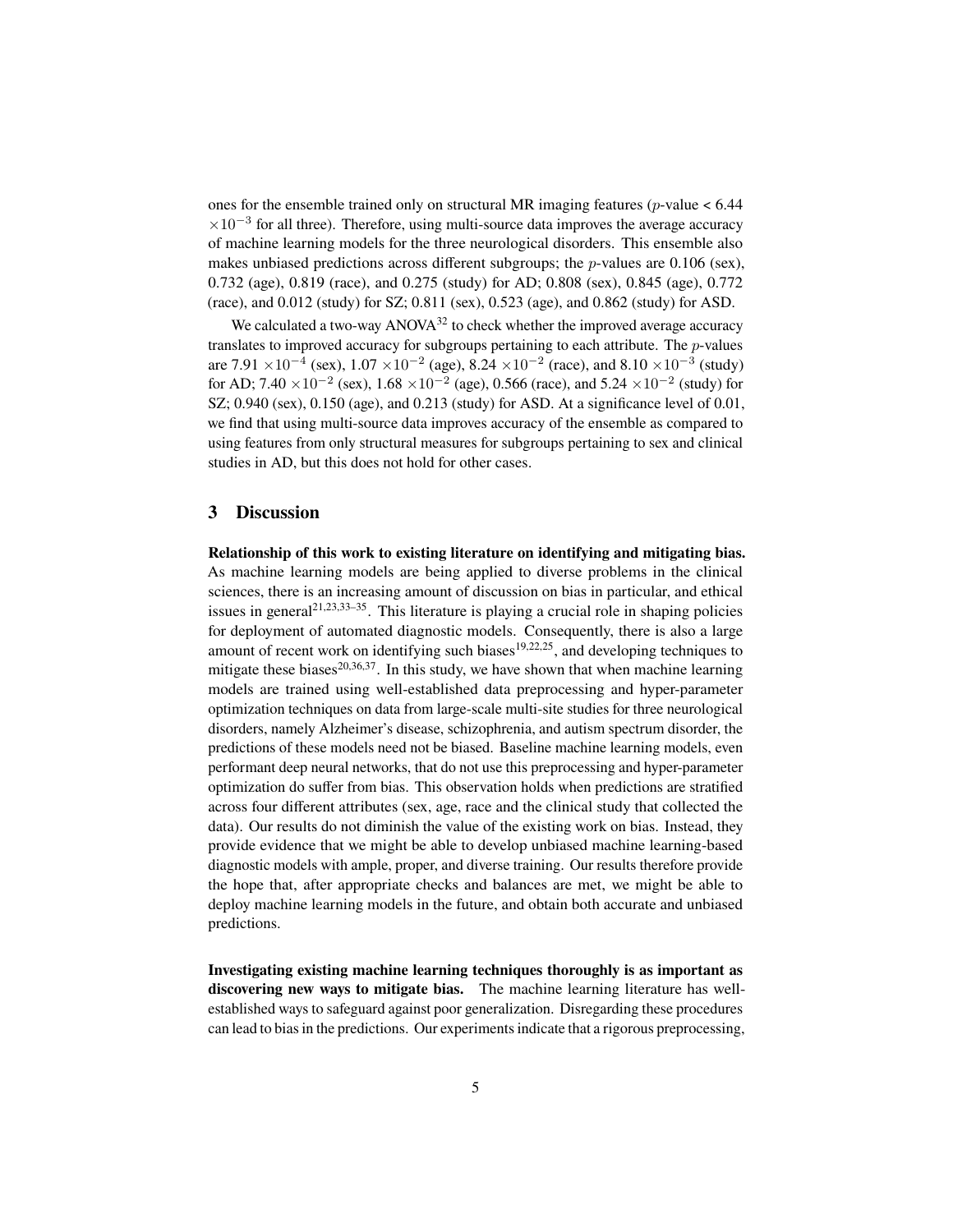ones for the ensemble trained only on structural MR imaging features ($p$-value < 6.44 $\times 10^{-3}$ for all three). Therefore, using multi-source data improves the average accuracy of machine learning models for the three neurological disorders. This ensemble also makes unbiased predictions across different subgroups; the $p$-values are 0.106 (sex), 0.732 (age), 0.819 (race), and 0.275 (study) for AD; 0.808 (sex), 0.845 (age), 0.772 (race), and 0.012 (study) for SZ; 0.811 (sex), 0.523 (age), and 0.862 (study) for ASD.

We calculated a two-way ANOVA[32] to check whether the improved average accuracy translates to improved accuracy for subgroups pertaining to each attribute. The $p$-values are 7.91 $\times 10^{-4}$ (sex), 1.07 $\times 10^{-2}$ (age), 8.24 $\times 10^{-2}$ (race), and 8.10 $\times 10^{-3}$ (study) for AD; 7.40 $\times 10^{-2}$ (sex), 1.68 $\times 10^{-2}$ (age), 0.566 (race), and 5.24 $\times 10^{-2}$ (study) for SZ; 0.940 (sex), 0.150 (age), and 0.213 (study) for ASD. At a significance level of 0.01, we find that using multi-source data improves accuracy of the ensemble as compared to using features from only structural measures for subgroups pertaining to sex and clinical studies in AD, but this does not hold for other cases.

## 3 Discussion

**Relationship of this work to existing literature on identifying and mitigating bias.** As machine learning models are being applied to diverse problems in the clinical sciences, there is an increasing amount of discussion on bias in particular, and ethical issues in general[21,23,33–35]. This literature is playing a crucial role in shaping policies for deployment of automated diagnostic models. Consequently, there is also a large amount of recent work on identifying such biases[19,22,25], and developing techniques to mitigate these biases[20,36,37]. In this study, we have shown that when machine learning models are trained using well-established data preprocessing and hyper-parameter optimization techniques on data from large-scale multi-site studies for three neurological disorders, namely Alzheimer's disease, schizophrenia, and autism spectrum disorder, the predictions of these models need not be biased. Baseline machine learning models, even performant deep neural networks, that do not use this preprocessing and hyper-parameter optimization do suffer from bias. This observation holds when predictions are stratified across four different attributes (sex, age, race and the clinical study that collected the data). Our results do not diminish the value of the existing work on bias. Instead, they provide evidence that we might be able to develop unbiased machine learning-based diagnostic models with ample, proper, and diverse training. Our results therefore provide the hope that, after appropriate checks and balances are met, we might be able to deploy machine learning models in the future, and obtain both accurate and unbiased predictions.

**Investigating existing machine learning techniques thoroughly is as important as discovering new ways to mitigate bias.** The machine learning literature has well-established ways to safeguard against poor generalization. Disregarding these procedures can lead to bias in the predictions. Our experiments indicate that a rigorous preprocessing,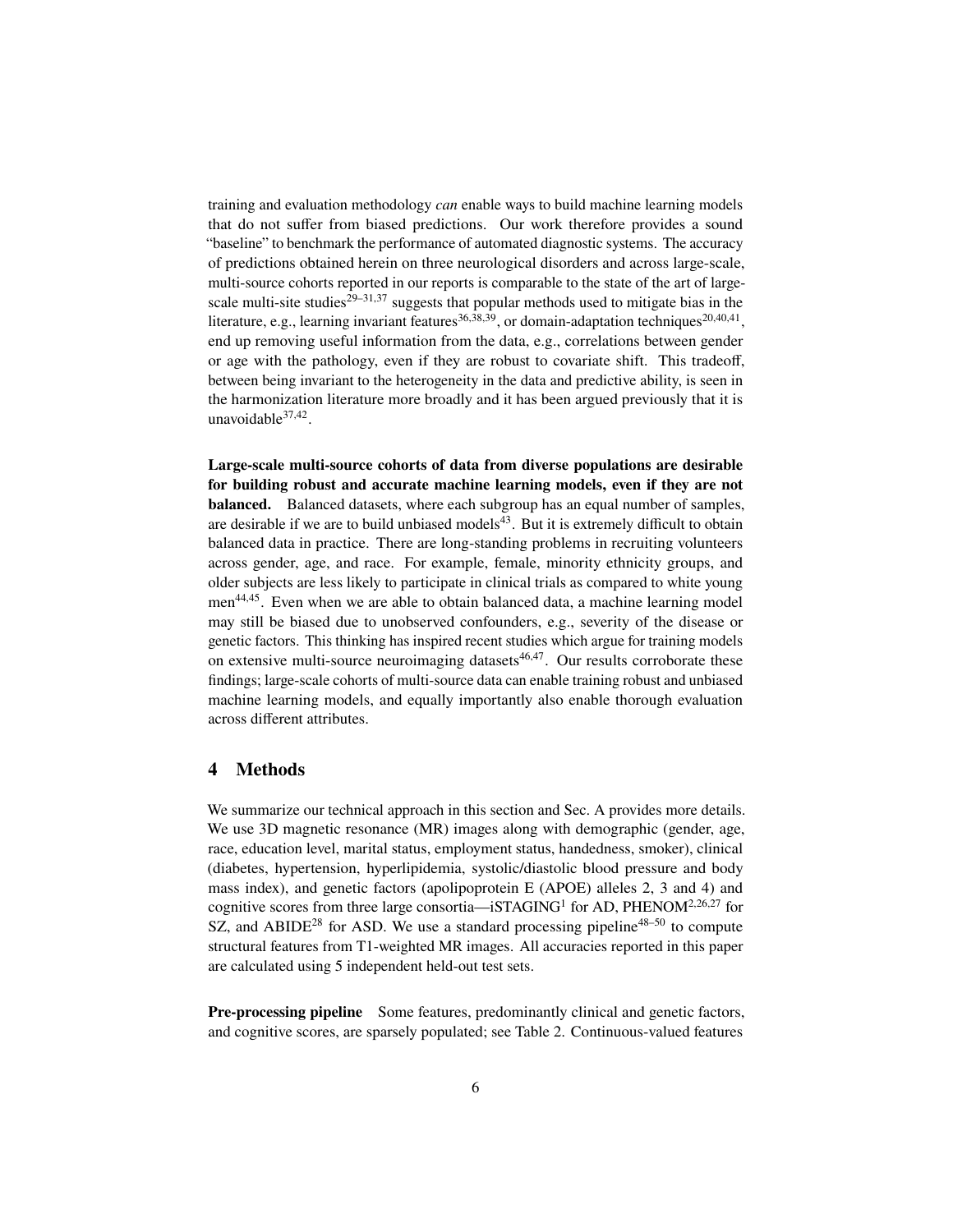training and evaluation methodology *can* enable ways to build machine learning models that do not suffer from biased predictions. Our work therefore provides a sound "baseline" to benchmark the performance of automated diagnostic systems. The accuracy of predictions obtained herein on three neurological disorders and across large-scale, multi-source cohorts reported in our reports is comparable to the state of the art of large-scale multi-site studies[29–31,37] suggests that popular methods used to mitigate bias in the literature, e.g., learning invariant features[36,38,39], or domain-adaptation techniques[20,40,41], end up removing useful information from the data, e.g., correlations between gender or age with the pathology, even if they are robust to covariate shift. This tradeoff, between being invariant to the heterogeneity in the data and predictive ability, is seen in the harmonization literature more broadly and it has been argued previously that it is unavoidable[37,42].

**Large-scale multi-source cohorts of data from diverse populations are desirable for building robust and accurate machine learning models, even if they are not balanced.** Balanced datasets, where each subgroup has an equal number of samples, are desirable if we are to build unbiased models[43]. But it is extremely difficult to obtain balanced data in practice. There are long-standing problems in recruiting volunteers across gender, age, and race. For example, female, minority ethnicity groups, and older subjects are less likely to participate in clinical trials as compared to white young men[44,45]. Even when we are able to obtain balanced data, a machine learning model may still be biased due to unobserved confounders, e.g., severity of the disease or genetic factors. This thinking has inspired recent studies which argue for training models on extensive multi-source neuroimaging datasets[46,47]. Our results corroborate these findings; large-scale cohorts of multi-source data can enable training robust and unbiased machine learning models, and equally importantly also enable thorough evaluation across different attributes.

## 4 Methods

We summarize our technical approach in this section and Sec. A provides more details. We use 3D magnetic resonance (MR) images along with demographic (gender, age, race, education level, marital status, employment status, handedness, smoker), clinical (diabetes, hypertension, hyperlipidemia, systolic/diastolic blood pressure and body mass index), and genetic factors (apolipoprotein E (APOE) alleles 2, 3 and 4) and cognitive scores from three large consortia—iSTAGING[1] for AD, PHENOM[2,26,27] for SZ, and ABIDE[28] for ASD. We use a standard processing pipeline[48–50] to compute structural features from T1-weighted MR images. All accuracies reported in this paper are calculated using 5 independent held-out test sets.

**Pre-processing pipeline** Some features, predominantly clinical and genetic factors, and cognitive scores, are sparsely populated; see Table 2. Continuous-valued features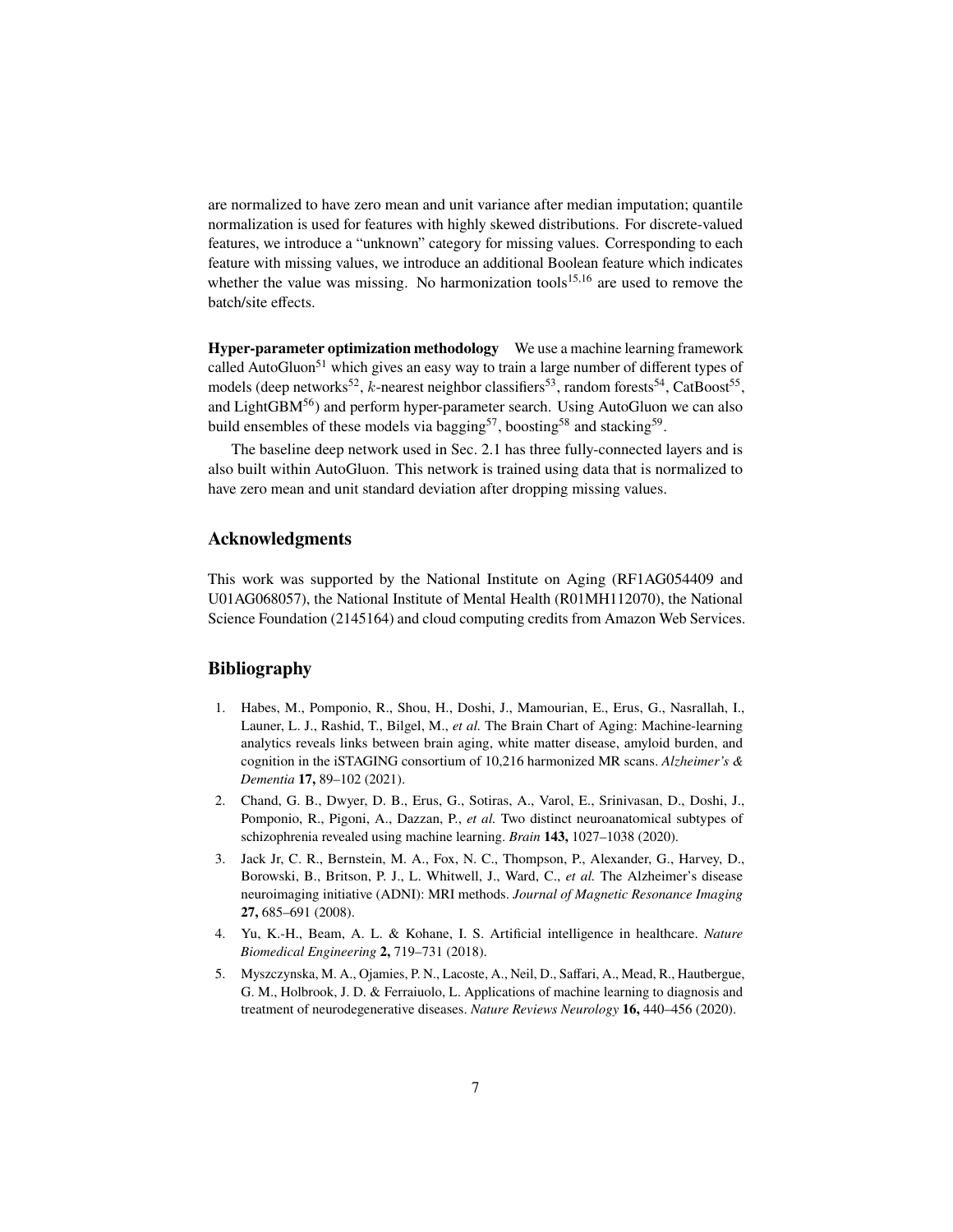are normalized to have zero mean and unit variance after median imputation; quantile normalization is used for features with highly skewed distributions. For discrete-valued features, we introduce a "unknown" category for missing values. Corresponding to each feature with missing values, we introduce an additional Boolean feature which indicates whether the value was missing. No harmonization tools[15,16] are used to remove the batch/site effects.

**Hyper-parameter optimization methodology** We use a machine learning framework called AutoGluon[51] which gives an easy way to train a large number of different types of models (deep networks[52], $k$-nearest neighbor classifiers[53], random forests[54], CatBoost[55], and LightGBM[56]) and perform hyper-parameter search. Using AutoGluon we can also build ensembles of these models via bagging[57], boosting[58] and stacking[59].

The baseline deep network used in Sec. 2.1 has three fully-connected layers and is also built within AutoGluon. This network is trained using data that is normalized to have zero mean and unit standard deviation after dropping missing values.

## Acknowledgments

This work was supported by the National Institute on Aging (RF1AG054409 and U01AG068057), the National Institute of Mental Health (R01MH112070), the National Science Foundation (2145164) and cloud computing credits from Amazon Web Services.

## Bibliography

1. Habes, M., Pomponio, R., Shou, H., Doshi, J., Mamourian, E., Erus, G., Nasrallah, I., Launer, L. J., Rashid, T., Bilgel, M., *et al.* The Brain Chart of Aging: Machine-learning analytics reveals links between brain aging, white matter disease, amyloid burden, and cognition in the iSTAGING consortium of 10,216 harmonized MR scans. *Alzheimer's & Dementia* **17,** 89–102 (2021).
2. Chand, G. B., Dwyer, D. B., Erus, G., Sotiras, A., Varol, E., Srinivasan, D., Doshi, J., Pomponio, R., Pigoni, A., Dazzan, P., *et al.* Two distinct neuroanatomical subtypes of schizophrenia revealed using machine learning. *Brain* **143,** 1027–1038 (2020).
3. Jack Jr, C. R., Bernstein, M. A., Fox, N. C., Thompson, P., Alexander, G., Harvey, D., Borowski, B., Britson, P. J., L. Whitwell, J., Ward, C., *et al.* The Alzheimer's disease neuroimaging initiative (ADNI): MRI methods. *Journal of Magnetic Resonance Imaging* **27,** 685–691 (2008).
4. Yu, K.-H., Beam, A. L. & Kohane, I. S. Artificial intelligence in healthcare. *Nature Biomedical Engineering* **2,** 719–731 (2018).
5. Myszczynska, M. A., Ojamies, P. N., Lacoste, A., Neil, D., Saffari, A., Mead, R., Hautbergue, G. M., Holbrook, J. D. & Ferraiuolo, L. Applications of machine learning to diagnosis and treatment of neurodegenerative diseases. *Nature Reviews Neurology* **16,** 440–456 (2020).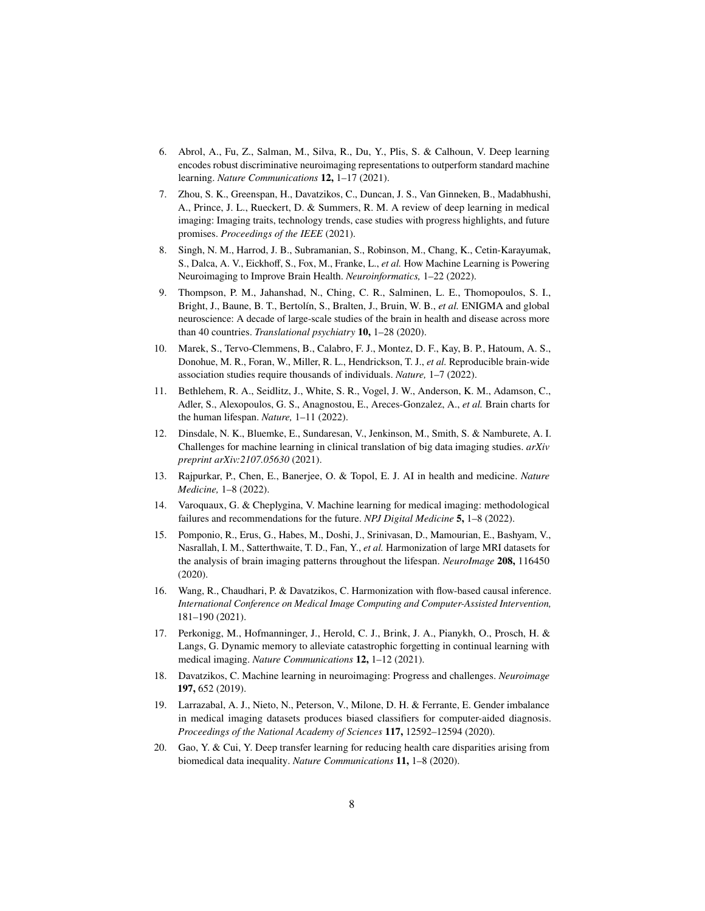6. Abrol, A., Fu, Z., Salman, M., Silva, R., Du, Y., Plis, S. & Calhoun, V. Deep learning encodes robust discriminative neuroimaging representations to outperform standard machine learning. *Nature Communications* **12,** 1–17 (2021).
7. Zhou, S. K., Greenspan, H., Davatzikos, C., Duncan, J. S., Van Ginneken, B., Madabhushi, A., Prince, J. L., Rueckert, D. & Summers, R. M. A review of deep learning in medical imaging: Imaging traits, technology trends, case studies with progress highlights, and future promises. *Proceedings of the IEEE* (2021).
8. Singh, N. M., Harrod, J. B., Subramanian, S., Robinson, M., Chang, K., Cetin-Karayumak, S., Dalca, A. V., Eickhoff, S., Fox, M., Franke, L., *et al.* How Machine Learning is Powering Neuroimaging to Improve Brain Health. *Neuroinformatics,* 1–22 (2022).
9. Thompson, P. M., Jahanshad, N., Ching, C. R., Salminen, L. E., Thomopoulos, S. I., Bright, J., Baune, B. T., Bertolín, S., Bralten, J., Bruin, W. B., *et al.* ENIGMA and global neuroscience: A decade of large-scale studies of the brain in health and disease across more than 40 countries. *Translational psychiatry* **10,** 1–28 (2020).
10. Marek, S., Tervo-Clemmens, B., Calabro, F. J., Montez, D. F., Kay, B. P., Hatoum, A. S., Donohue, M. R., Foran, W., Miller, R. L., Hendrickson, T. J., *et al.* Reproducible brain-wide association studies require thousands of individuals. *Nature,* 1–7 (2022).
11. Bethlehem, R. A., Seidlitz, J., White, S. R., Vogel, J. W., Anderson, K. M., Adamson, C., Adler, S., Alexopoulos, G. S., Anagnostou, E., Areces-Gonzalez, A., *et al.* Brain charts for the human lifespan. *Nature,* 1–11 (2022).
12. Dinsdale, N. K., Bluemke, E., Sundaresan, V., Jenkinson, M., Smith, S. & Namburete, A. I. Challenges for machine learning in clinical translation of big data imaging studies. *arXiv preprint arXiv:2107.05630* (2021).
13. Rajpurkar, P., Chen, E., Banerjee, O. & Topol, E. J. AI in health and medicine. *Nature Medicine,* 1–8 (2022).
14. Varoquaux, G. & Cheplygina, V. Machine learning for medical imaging: methodological failures and recommendations for the future. *NPJ Digital Medicine* **5,** 1–8 (2022).
15. Pomponio, R., Erus, G., Habes, M., Doshi, J., Srinivasan, D., Mamourian, E., Bashyam, V., Nasrallah, I. M., Satterthwaite, T. D., Fan, Y., *et al.* Harmonization of large MRI datasets for the analysis of brain imaging patterns throughout the lifespan. *NeuroImage* **208,** 116450 (2020).
16. Wang, R., Chaudhari, P. & Davatzikos, C. Harmonization with flow-based causal inference. *International Conference on Medical Image Computing and Computer-Assisted Intervention,* 181–190 (2021).
17. Perkonigg, M., Hofmanninger, J., Herold, C. J., Brink, J. A., Pianykh, O., Prosch, H. & Langs, G. Dynamic memory to alleviate catastrophic forgetting in continual learning with medical imaging. *Nature Communications* **12,** 1–12 (2021).
18. Davatzikos, C. Machine learning in neuroimaging: Progress and challenges. *Neuroimage* **197,** 652 (2019).
19. Larrazabal, A. J., Nieto, N., Peterson, V., Milone, D. H. & Ferrante, E. Gender imbalance in medical imaging datasets produces biased classifiers for computer-aided diagnosis. *Proceedings of the National Academy of Sciences* **117,** 12592–12594 (2020).
20. Gao, Y. & Cui, Y. Deep transfer learning for reducing health care disparities arising from biomedical data inequality. *Nature Communications* **11,** 1–8 (2020).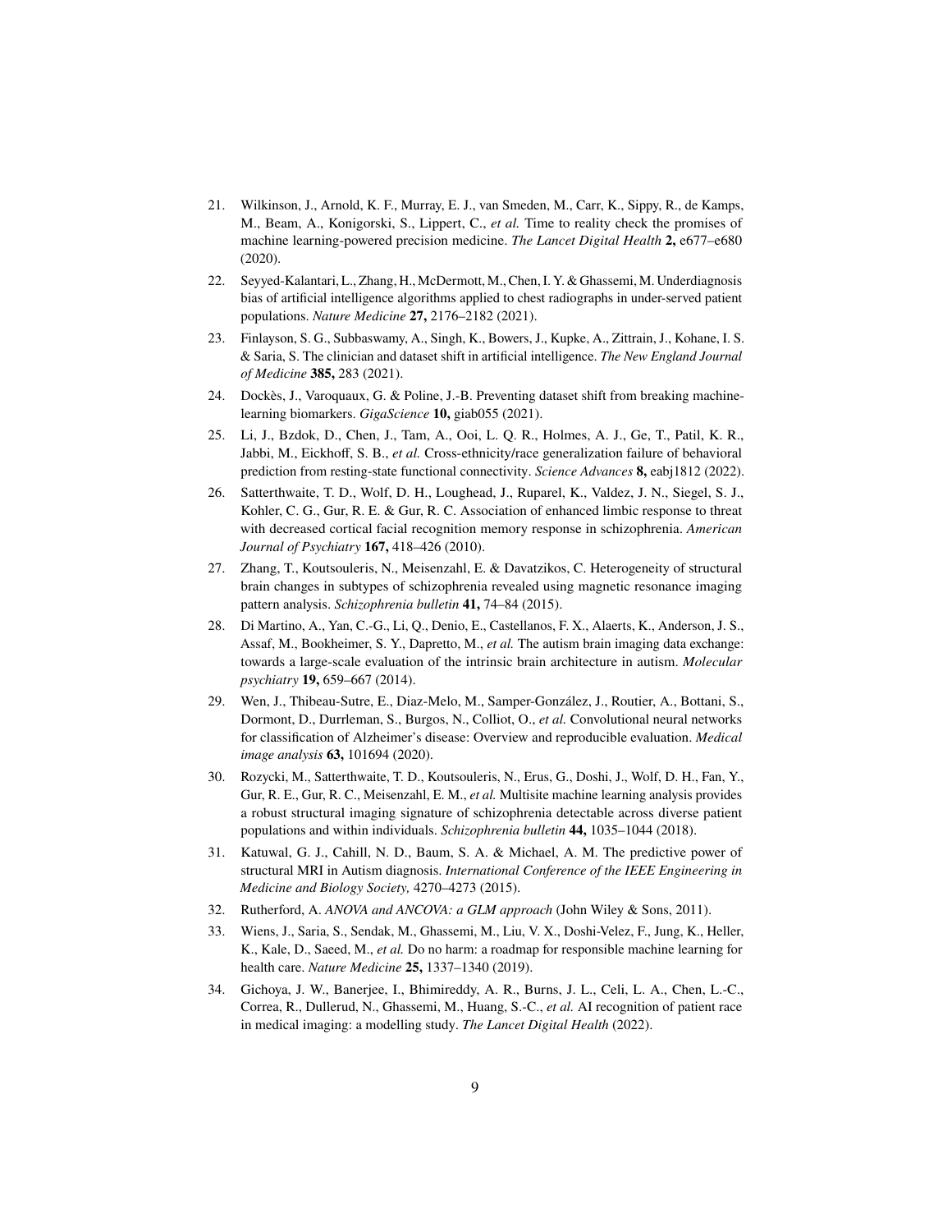21. Wilkinson, J., Arnold, K. F., Murray, E. J., van Smeden, M., Carr, K., Sippy, R., de Kamps, M., Beam, A., Konigorski, S., Lippert, C., *et al.* Time to reality check the promises of machine learning-powered precision medicine. *The Lancet Digital Health* **2,** e677–e680 (2020).
22. Seyyed-Kalantari, L., Zhang, H., McDermott, M., Chen, I. Y. & Ghassemi, M. Underdiagnosis bias of artificial intelligence algorithms applied to chest radiographs in under-served patient populations. *Nature Medicine* **27,** 2176–2182 (2021).
23. Finlayson, S. G., Subbaswamy, A., Singh, K., Bowers, J., Kupke, A., Zittrain, J., Kohane, I. S. & Saria, S. The clinician and dataset shift in artificial intelligence. *The New England Journal of Medicine* **385,** 283 (2021).
24. Dockès, J., Varoquaux, G. & Poline, J.-B. Preventing dataset shift from breaking machine-learning biomarkers. *GigaScience* **10,** giab055 (2021).
25. Li, J., Bzdok, D., Chen, J., Tam, A., Ooi, L. Q. R., Holmes, A. J., Ge, T., Patil, K. R., Jabbi, M., Eickhoff, S. B., *et al.* Cross-ethnicity/race generalization failure of behavioral prediction from resting-state functional connectivity. *Science Advances* **8,** eabj1812 (2022).
26. Satterthwaite, T. D., Wolf, D. H., Loughead, J., Ruparel, K., Valdez, J. N., Siegel, S. J., Kohler, C. G., Gur, R. E. & Gur, R. C. Association of enhanced limbic response to threat with decreased cortical facial recognition memory response in schizophrenia. *American Journal of Psychiatry* **167,** 418–426 (2010).
27. Zhang, T., Koutsouleris, N., Meisenzahl, E. & Davatzikos, C. Heterogeneity of structural brain changes in subtypes of schizophrenia revealed using magnetic resonance imaging pattern analysis. *Schizophrenia bulletin* **41,** 74–84 (2015).
28. Di Martino, A., Yan, C.-G., Li, Q., Denio, E., Castellanos, F. X., Alaerts, K., Anderson, J. S., Assaf, M., Bookheimer, S. Y., Dapretto, M., *et al.* The autism brain imaging data exchange: towards a large-scale evaluation of the intrinsic brain architecture in autism. *Molecular psychiatry* **19,** 659–667 (2014).
29. Wen, J., Thibeau-Sutre, E., Diaz-Melo, M., Samper-González, J., Routier, A., Bottani, S., Dormont, D., Durrleman, S., Burgos, N., Colliot, O., *et al.* Convolutional neural networks for classification of Alzheimer's disease: Overview and reproducible evaluation. *Medical image analysis* **63,** 101694 (2020).
30. Rozycki, M., Satterthwaite, T. D., Koutsouleris, N., Erus, G., Doshi, J., Wolf, D. H., Fan, Y., Gur, R. E., Gur, R. C., Meisenzahl, E. M., *et al.* Multisite machine learning analysis provides a robust structural imaging signature of schizophrenia detectable across diverse patient populations and within individuals. *Schizophrenia bulletin* **44,** 1035–1044 (2018).
31. Katuwal, G. J., Cahill, N. D., Baum, S. A. & Michael, A. M. The predictive power of structural MRI in Autism diagnosis. *International Conference of the IEEE Engineering in Medicine and Biology Society,* 4270–4273 (2015).
32. Rutherford, A. *ANOVA and ANCOVA: a GLM approach* (John Wiley & Sons, 2011).
33. Wiens, J., Saria, S., Sendak, M., Ghassemi, M., Liu, V. X., Doshi-Velez, F., Jung, K., Heller, K., Kale, D., Saeed, M., *et al.* Do no harm: a roadmap for responsible machine learning for health care. *Nature Medicine* **25,** 1337–1340 (2019).
34. Gichoya, J. W., Banerjee, I., Bhimireddy, A. R., Burns, J. L., Celi, L. A., Chen, L.-C., Correa, R., Dullerud, N., Ghassemi, M., Huang, S.-C., *et al.* AI recognition of patient race in medical imaging: a modelling study. *The Lancet Digital Health* (2022).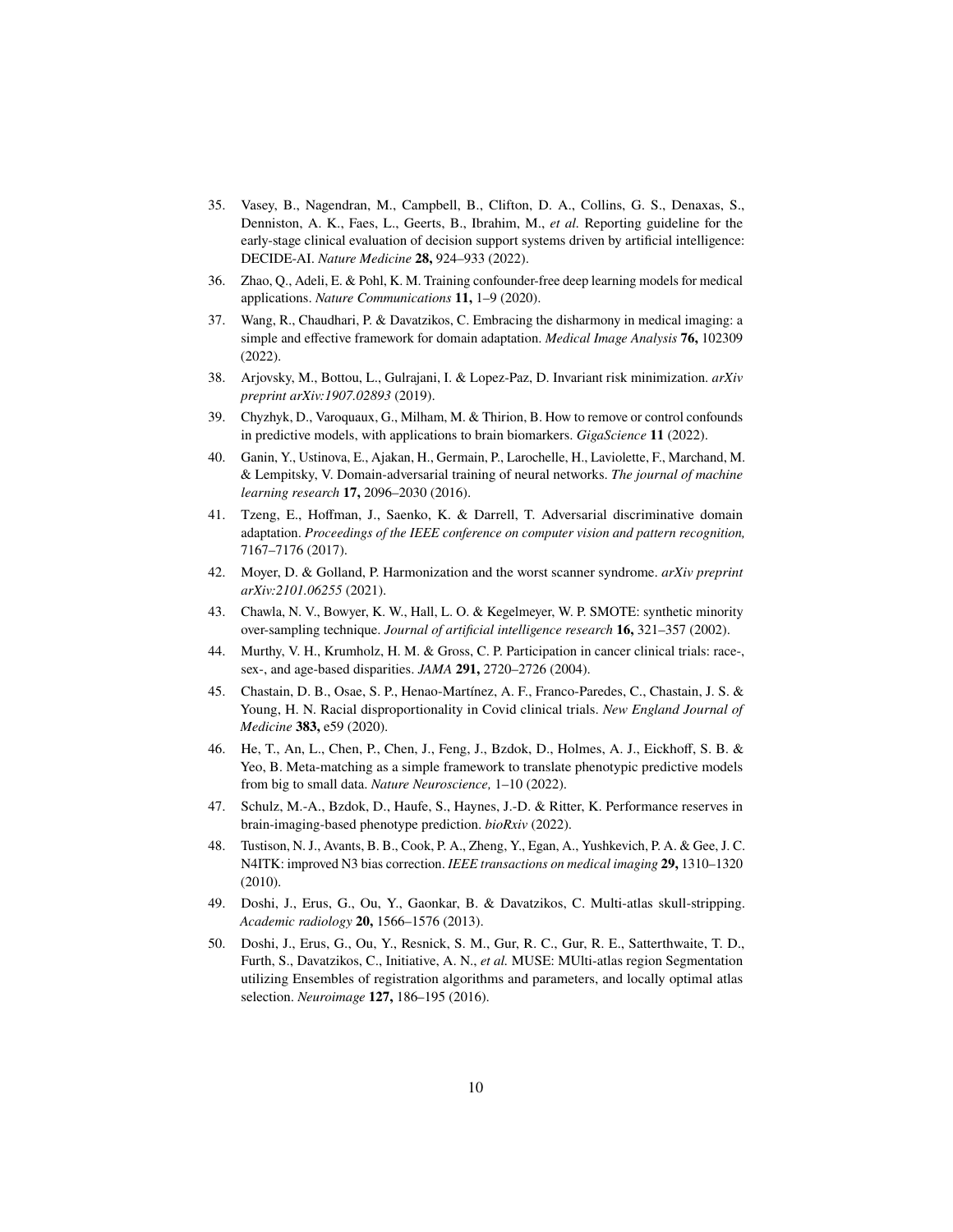35. Vasey, B., Nagendran, M., Campbell, B., Clifton, D. A., Collins, G. S., Denaxas, S., Denniston, A. K., Faes, L., Geerts, B., Ibrahim, M., *et al.* Reporting guideline for the early-stage clinical evaluation of decision support systems driven by artificial intelligence: DECIDE-AI. *Nature Medicine* **28,** 924–933 (2022).
36. Zhao, Q., Adeli, E. & Pohl, K. M. Training confounder-free deep learning models for medical applications. *Nature Communications* **11,** 1–9 (2020).
37. Wang, R., Chaudhari, P. & Davatzikos, C. Embracing the disharmony in medical imaging: a simple and effective framework for domain adaptation. *Medical Image Analysis* **76,** 102309 (2022).
38. Arjovsky, M., Bottou, L., Gulrajani, I. & Lopez-Paz, D. Invariant risk minimization. *arXiv preprint arXiv:1907.02893* (2019).
39. Chyzhyk, D., Varoquaux, G., Milham, M. & Thirion, B. How to remove or control confounds in predictive models, with applications to brain biomarkers. *GigaScience* **11** (2022).
40. Ganin, Y., Ustinova, E., Ajakan, H., Germain, P., Larochelle, H., Laviolette, F., Marchand, M. & Lempitsky, V. Domain-adversarial training of neural networks. *The journal of machine learning research* **17,** 2096–2030 (2016).
41. Tzeng, E., Hoffman, J., Saenko, K. & Darrell, T. Adversarial discriminative domain adaptation. *Proceedings of the IEEE conference on computer vision and pattern recognition,* 7167–7176 (2017).
42. Moyer, D. & Golland, P. Harmonization and the worst scanner syndrome. *arXiv preprint arXiv:2101.06255* (2021).
43. Chawla, N. V., Bowyer, K. W., Hall, L. O. & Kegelmeyer, W. P. SMOTE: synthetic minority over-sampling technique. *Journal of artificial intelligence research* **16,** 321–357 (2002).
44. Murthy, V. H., Krumholz, H. M. & Gross, C. P. Participation in cancer clinical trials: race-, sex-, and age-based disparities. *JAMA* **291,** 2720–2726 (2004).
45. Chastain, D. B., Osae, S. P., Henao-Martínez, A. F., Franco-Paredes, C., Chastain, J. S. & Young, H. N. Racial disproportionality in Covid clinical trials. *New England Journal of Medicine* **383,** e59 (2020).
46. He, T., An, L., Chen, P., Chen, J., Feng, J., Bzdok, D., Holmes, A. J., Eickhoff, S. B. & Yeo, B. Meta-matching as a simple framework to translate phenotypic predictive models from big to small data. *Nature Neuroscience,* 1–10 (2022).
47. Schulz, M.-A., Bzdok, D., Haufe, S., Haynes, J.-D. & Ritter, K. Performance reserves in brain-imaging-based phenotype prediction. *bioRxiv* (2022).
48. Tustison, N. J., Avants, B. B., Cook, P. A., Zheng, Y., Egan, A., Yushkevich, P. A. & Gee, J. C. N4ITK: improved N3 bias correction. *IEEE transactions on medical imaging* **29,** 1310–1320 (2010).
49. Doshi, J., Erus, G., Ou, Y., Gaonkar, B. & Davatzikos, C. Multi-atlas skull-stripping. *Academic radiology* **20,** 1566–1576 (2013).
50. Doshi, J., Erus, G., Ou, Y., Resnick, S. M., Gur, R. C., Gur, R. E., Satterthwaite, T. D., Furth, S., Davatzikos, C., Initiative, A. N., *et al.* MUSE: MUlti-atlas region Segmentation utilizing Ensembles of registration algorithms and parameters, and locally optimal atlas selection. *Neuroimage* **127,** 186–195 (2016).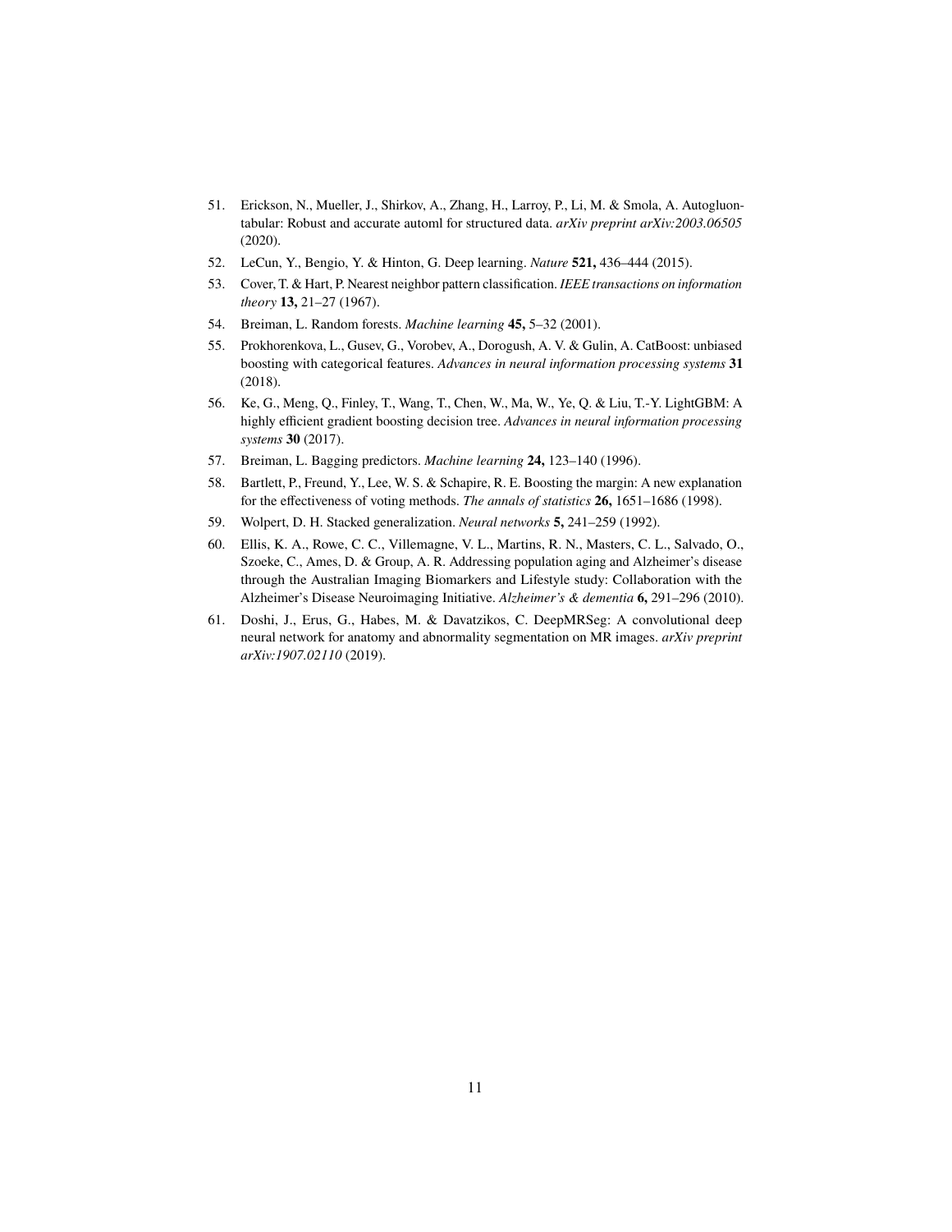51. Erickson, N., Mueller, J., Shirkov, A., Zhang, H., Larroy, P., Li, M. & Smola, A. Autogluon-tabular: Robust and accurate automl for structured data. *arXiv preprint arXiv:2003.06505* (2020).
52. LeCun, Y., Bengio, Y. & Hinton, G. Deep learning. *Nature* **521,** 436–444 (2015).
53. Cover, T. & Hart, P. Nearest neighbor pattern classification. *IEEE transactions on information theory* **13,** 21–27 (1967).
54. Breiman, L. Random forests. *Machine learning* **45,** 5–32 (2001).
55. Prokhorenkova, L., Gusev, G., Vorobev, A., Dorogush, A. V. & Gulin, A. CatBoost: unbiased boosting with categorical features. *Advances in neural information processing systems* **31** (2018).
56. Ke, G., Meng, Q., Finley, T., Wang, T., Chen, W., Ma, W., Ye, Q. & Liu, T.-Y. LightGBM: A highly efficient gradient boosting decision tree. *Advances in neural information processing systems* **30** (2017).
57. Breiman, L. Bagging predictors. *Machine learning* **24,** 123–140 (1996).
58. Bartlett, P., Freund, Y., Lee, W. S. & Schapire, R. E. Boosting the margin: A new explanation for the effectiveness of voting methods. *The annals of statistics* **26,** 1651–1686 (1998).
59. Wolpert, D. H. Stacked generalization. *Neural networks* **5,** 241–259 (1992).
60. Ellis, K. A., Rowe, C. C., Villemagne, V. L., Martins, R. N., Masters, C. L., Salvado, O., Szoeke, C., Ames, D. & Group, A. R. Addressing population aging and Alzheimer's disease through the Australian Imaging Biomarkers and Lifestyle study: Collaboration with the Alzheimer's Disease Neuroimaging Initiative. *Alzheimer's & dementia* **6,** 291–296 (2010).
61. Doshi, J., Erus, G., Habes, M. & Davatzikos, C. DeepMRSeg: A convolutional deep neural network for anatomy and abnormality segmentation on MR images. *arXiv preprint arXiv:1907.02110* (2019).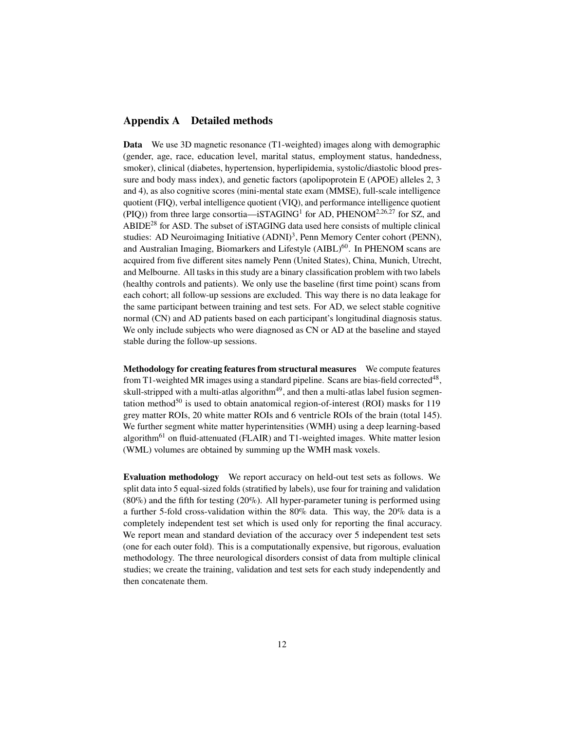## Appendix A Detailed methods

**Data** We use 3D magnetic resonance (T1-weighted) images along with demographic (gender, age, race, education level, marital status, employment status, handedness, smoker), clinical (diabetes, hypertension, hyperlipidemia, systolic/diastolic blood pressure and body mass index), and genetic factors (apolipoprotein E (APOE) alleles 2, 3 and 4), as also cognitive scores (mini-mental state exam (MMSE), full-scale intelligence quotient (FIQ), verbal intelligence quotient (VIQ), and performance intelligence quotient (PIQ)) from three large consortia—iSTAGING[1] for AD, PHENOM[2,26,27] for SZ, and ABIDE[28] for ASD. The subset of iSTAGING data used here consists of multiple clinical studies: AD Neuroimaging Initiative (ADNI)[3], Penn Memory Center cohort (PENN), and Australian Imaging, Biomarkers and Lifestyle (AIBL)[60]. In PHENOM scans are acquired from five different sites namely Penn (United States), China, Munich, Utrecht, and Melbourne. All tasks in this study are a binary classification problem with two labels (healthy controls and patients). We only use the baseline (first time point) scans from each cohort; all follow-up sessions are excluded. This way there is no data leakage for the same participant between training and test sets. For AD, we select stable cognitive normal (CN) and AD patients based on each participant's longitudinal diagnosis status. We only include subjects who were diagnosed as CN or AD at the baseline and stayed stable during the follow-up sessions.

**Methodology for creating features from structural measures** We compute features from T1-weighted MR images using a standard pipeline. Scans are bias-field corrected[48], skull-stripped with a multi-atlas algorithm[49], and then a multi-atlas label fusion segmentation method[50] is used to obtain anatomical region-of-interest (ROI) masks for 119 grey matter ROIs, 20 white matter ROIs and 6 ventricle ROIs of the brain (total 145). We further segment white matter hyperintensities (WMH) using a deep learning-based algorithm[61] on fluid-attenuated (FLAIR) and T1-weighted images. White matter lesion (WML) volumes are obtained by summing up the WMH mask voxels.

**Evaluation methodology** We report accuracy on held-out test sets as follows. We split data into 5 equal-sized folds (stratified by labels), use four for training and validation (80%) and the fifth for testing (20%). All hyper-parameter tuning is performed using a further 5-fold cross-validation within the 80% data. This way, the 20% data is a completely independent test set which is used only for reporting the final accuracy. We report mean and standard deviation of the accuracy over 5 independent test sets (one for each outer fold). This is a computationally expensive, but rigorous, evaluation methodology. The three neurological disorders consist of data from multiple clinical studies; we create the training, validation and test sets for each study independently and then concatenate them.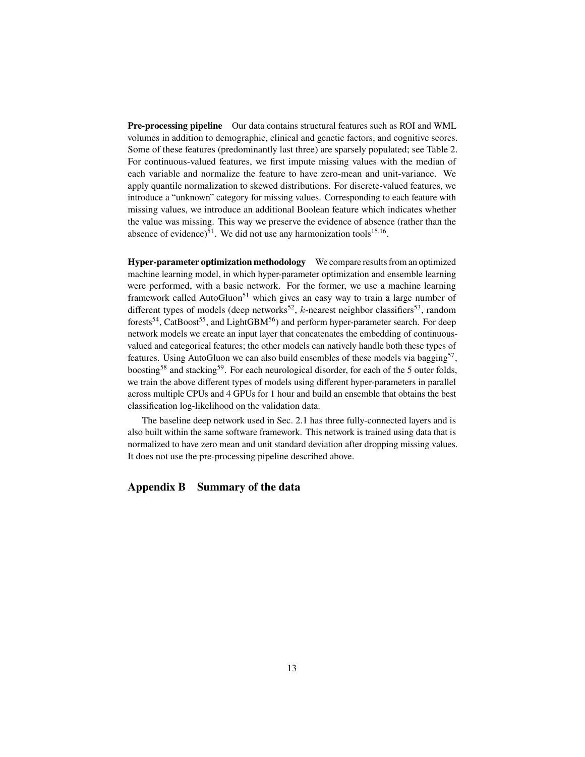**Pre-processing pipeline** Our data contains structural features such as ROI and WML volumes in addition to demographic, clinical and genetic factors, and cognitive scores. Some of these features (predominantly last three) are sparsely populated; see Table 2. For continuous-valued features, we first impute missing values with the median of each variable and normalize the feature to have zero-mean and unit-variance. We apply quantile normalization to skewed distributions. For discrete-valued features, we introduce a "unknown" category for missing values. Corresponding to each feature with missing values, we introduce an additional Boolean feature which indicates whether the value was missing. This way we preserve the evidence of absence (rather than the absence of evidence)[51]. We did not use any harmonization tools[15,16].

**Hyper-parameter optimization methodology** We compare results from an optimized machine learning model, in which hyper-parameter optimization and ensemble learning were performed, with a basic network. For the former, we use a machine learning framework called AutoGluon[51] which gives an easy way to train a large number of different types of models (deep networks[52], $k$-nearest neighbor classifiers[53], random forests[54], CatBoost[55], and LightGBM[56]) and perform hyper-parameter search. For deep network models we create an input layer that concatenates the embedding of continuous-valued and categorical features; the other models can natively handle both these types of features. Using AutoGluon we can also build ensembles of these models via bagging[57], boosting[58] and stacking[59]. For each neurological disorder, for each of the 5 outer folds, we train the above different types of models using different hyper-parameters in parallel across multiple CPUs and 4 GPUs for 1 hour and build an ensemble that obtains the best classification log-likelihood on the validation data.

The baseline deep network used in Sec. 2.1 has three fully-connected layers and is also built within the same software framework. This network is trained using data that is normalized to have zero mean and unit standard deviation after dropping missing values. It does not use the pre-processing pipeline described above.

## Appendix B Summary of the data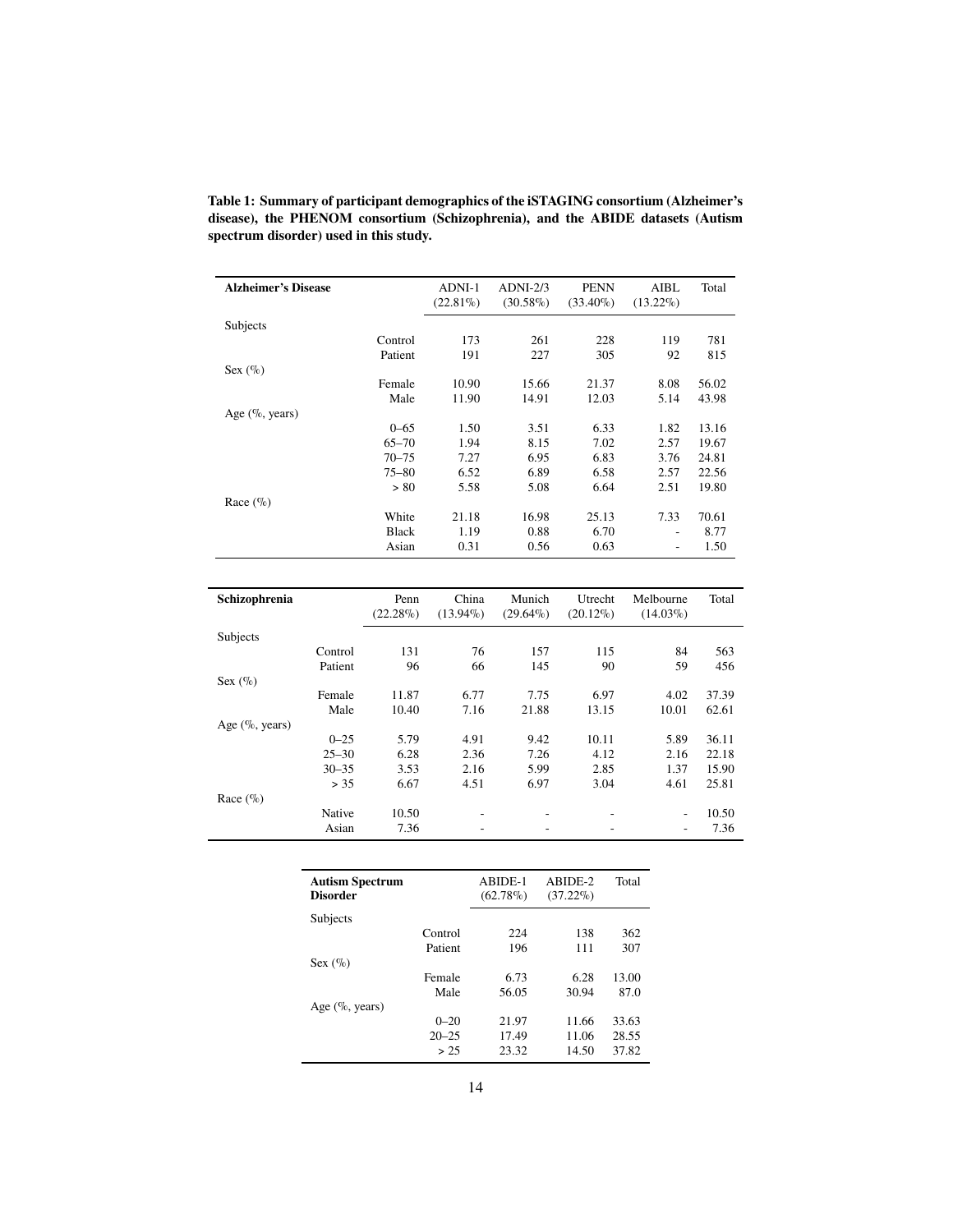**Table 1: Summary of participant demographics of the iSTAGING consortium (Alzheimer's disease), the PHENOM consortium (Schizophrenia), and the ABIDE datasets (Autism spectrum disorder) used in this study.**

| **Alzheimer's Disease** | | ADNI-1 (22.81%) | ADNI-2/3 (30.58%) | PENN (33.40%) | AIBL (13.22%) | Total |
|---|---|---|---|---|---|---|
| Subjects | | | | | | |
| | Control | 173 | 261 | 228 | 119 | 781 |
| | Patient | 191 | 227 | 305 | 92 | 815 |
| Sex (%) | | | | | | |
| | Female | 10.90 | 15.66 | 21.37 | 8.08 | 56.02 |
| | Male | 11.90 | 14.91 | 12.03 | 5.14 | 43.98 |
| Age (%, years) | | | | | | |
| | 0–65 | 1.50 | 3.51 | 6.33 | 1.82 | 13.16 |
| | 65–70 | 1.94 | 8.15 | 7.02 | 2.57 | 19.67 |
| | 70–75 | 7.27 | 6.95 | 6.83 | 3.76 | 24.81 |
| | 75–80 | 6.52 | 6.89 | 6.58 | 2.57 | 22.56 |
| | > 80 | 5.58 | 5.08 | 6.64 | 2.51 | 19.80 |
| Race (%) | | | | | | |
| | White | 21.18 | 16.98 | 25.13 | 7.33 | 70.61 |
| | Black | 1.19 | 0.88 | 6.70 | - | 8.77 |
| | Asian | 0.31 | 0.56 | 0.63 | - | 1.50 |

| **Schizophrenia** | | Penn (22.28%) | China (13.94%) | Munich (29.64%) | Utrecht (20.12%) | Melbourne (14.03%) | Total |
|---|---|---|---|---|---|---|---|
| Subjects | | | | | | | |
| | Control | 131 | 76 | 157 | 115 | 84 | 563 |
| | Patient | 96 | 66 | 145 | 90 | 59 | 456 |
| Sex (%) | | | | | | | |
| | Female | 11.87 | 6.77 | 7.75 | 6.97 | 4.02 | 37.39 |
| | Male | 10.40 | 7.16 | 21.88 | 13.15 | 10.01 | 62.61 |
| Age (%, years) | | | | | | | |
| | 0–25 | 5.79 | 4.91 | 9.42 | 10.11 | 5.89 | 36.11 |
| | 25–30 | 6.28 | 2.36 | 7.26 | 4.12 | 2.16 | 22.18 |
| | 30–35 | 3.53 | 2.16 | 5.99 | 2.85 | 1.37 | 15.90 |
| | > 35 | 6.67 | 4.51 | 6.97 | 3.04 | 4.61 | 25.81 |
| Race (%) | | | | | | | |
| | Native | 10.50 | - | - | - | - | 10.50 |
| | Asian | 7.36 | - | - | - | - | 7.36 |

| **Autism Spectrum Disorder** | | ABIDE-1 (62.78%) | ABIDE-2 (37.22%) | Total |
|---|---|---|---|---|
| Subjects | | | | |
| | Control | 224 | 138 | 362 |
| | Patient | 196 | 111 | 307 |
| Sex (%) | | | | |
| | Female | 6.73 | 6.28 | 13.00 |
| | Male | 56.05 | 30.94 | 87.0 |
| Age (%, years) | | | | |
| | 0–20 | 21.97 | 11.66 | 33.63 |
| | 20–25 | 17.49 | 11.06 | 28.55 |
| | > 25 | 23.32 | 14.50 | 37.82 |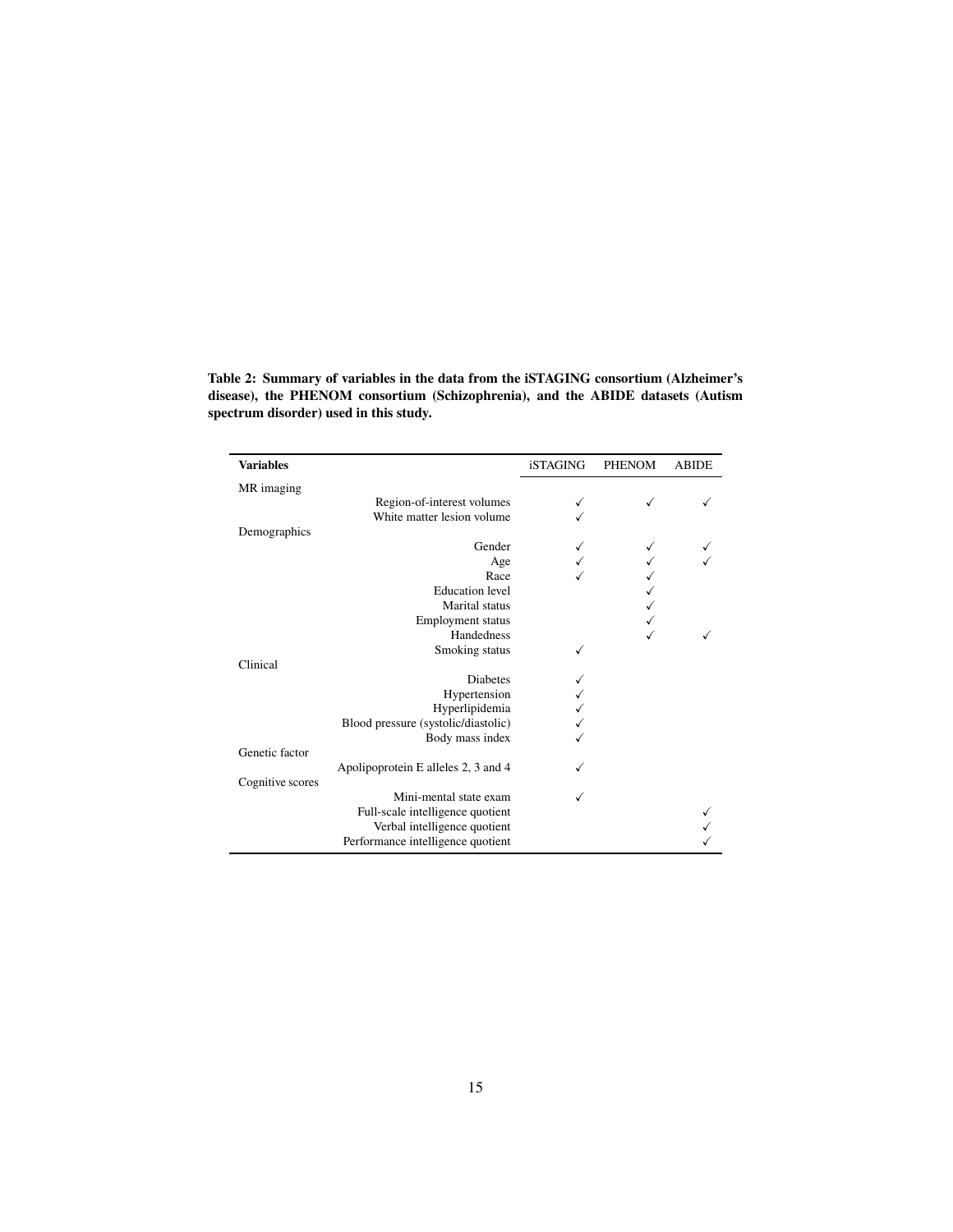**Table 2: Summary of variables in the data from the iSTAGING consortium (Alzheimer's disease), the PHENOM consortium (Schizophrenia), and the ABIDE datasets (Autism spectrum disorder) used in this study.**

| **Variables** | | iSTAGING | PHENOM | ABIDE |
|---|---|---|---|---|
| MR imaging | | | | |
| | Region-of-interest volumes | ✓ | ✓ | ✓ |
| | White matter lesion volume | ✓ | | |
| Demographics | | | | |
| | Gender | ✓ | ✓ | ✓ |
| | Age | ✓ | ✓ | ✓ |
| | Race | ✓ | ✓ | |
| | Education level | | ✓ | |
| | Marital status | | ✓ | |
| | Employment status | | ✓ | |
| | Handedness | | ✓ | ✓ |
| | Smoking status | ✓ | | |
| Clinical | | | | |
| | Diabetes | ✓ | | |
| | Hypertension | ✓ | | |
| | Hyperlipidemia | ✓ | | |
| | Blood pressure (systolic/diastolic) | ✓ | | |
| | Body mass index | ✓ | | |
| Genetic factor | | | | |
| | Apolipoprotein E alleles 2, 3 and 4 | ✓ | | |
| Cognitive scores | | | | |
| | Mini-mental state exam | ✓ | | |
| | Full-scale intelligence quotient | | | ✓ |
| | Verbal intelligence quotient | | | ✓ |
| | Performance intelligence quotient | | | ✓ |